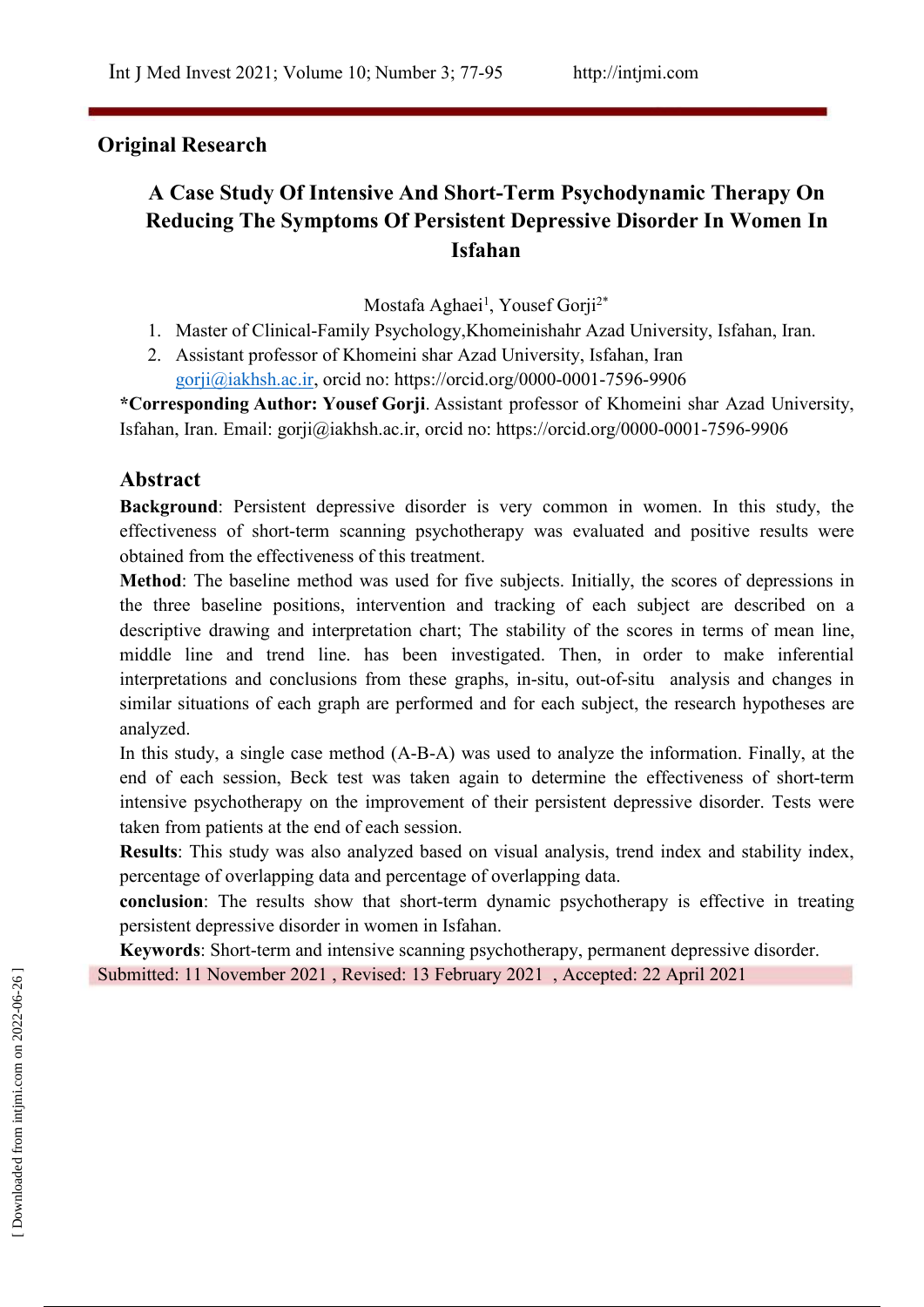Original Research

# A Case Study Of Intensive And Short-Term Psychodynamic Therapy On Reducing The Symptoms Of Persistent Depressive Disorder In Women In Isfahan

Mostafa Aghaei[1], Yousef Gorji[2*]

1. Master of Clinical-Family Psychology,Khomeinishahr Azad University, Isfahan, Iran.
2. Assistant professor of Khomeini shar Azad University, Isfahan, Iran gorji@iakhsh.ac.ir, orcid no: https://orcid.org/0000-0001-7596-9906

**\*Corresponding Author: Yousef Gorji**. Assistant professor of Khomeini shar Azad University, Isfahan, Iran. Email: gorji@iakhsh.ac.ir, orcid no: https://orcid.org/0000-0001-7596-9906

## Abstract

**Background**: Persistent depressive disorder is very common in women. In this study, the effectiveness of short-term scanning psychotherapy was evaluated and positive results were obtained from the effectiveness of this treatment.

**Method**: The baseline method was used for five subjects. Initially, the scores of depressions in the three baseline positions, intervention and tracking of each subject are described on a descriptive drawing and interpretation chart; The stability of the scores in terms of mean line, middle line and trend line. has been investigated. Then, in order to make inferential interpretations and conclusions from these graphs, in-situ, out-of-situ analysis and changes in similar situations of each graph are performed and for each subject, the research hypotheses are analyzed.

In this study, a single case method (A-B-A) was used to analyze the information. Finally, at the end of each session, Beck test was taken again to determine the effectiveness of short-term intensive psychotherapy on the improvement of their persistent depressive disorder. Tests were taken from patients at the end of each session.

**Results**: This study was also analyzed based on visual analysis, trend index and stability index, percentage of overlapping data and percentage of overlapping data.

**conclusion**: The results show that short-term dynamic psychotherapy is effective in treating persistent depressive disorder in women in Isfahan.

**Keywords**: Short-term and intensive scanning psychotherapy, permanent depressive disorder.

Submitted: 11 November 2021 , Revised: 13 February 2021 , Accepted: 22 April 2021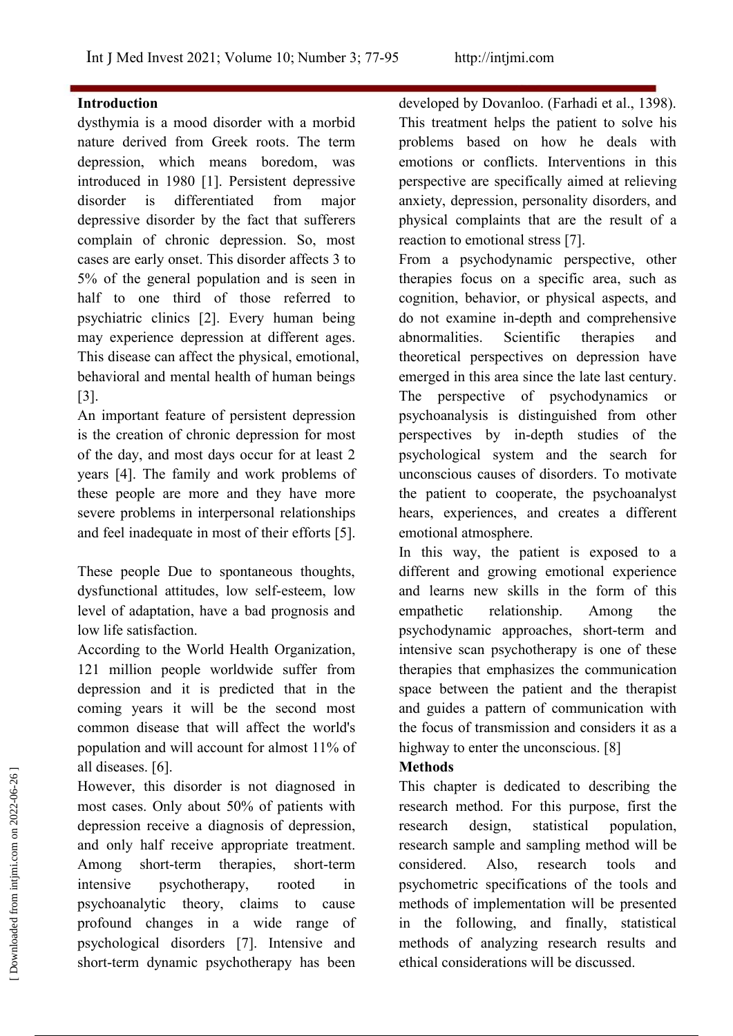## Introduction

dysthymia is a mood disorder with a morbid nature derived from Greek roots. The term depression, which means boredom, was introduced in 1980 [1]. Persistent depressive disorder is differentiated from major depressive disorder by the fact that sufferers complain of chronic depression. So, most cases are early onset. This disorder affects 3 to 5% of the general population and is seen in half to one third of those referred to psychiatric clinics [2]. Every human being may experience depression at different ages. This disease can affect the physical, emotional, behavioral and mental health of human beings [3].

An important feature of persistent depression is the creation of chronic depression for most of the day, and most days occur for at least 2 years [4]. The family and work problems of these people are more and they have more severe problems in interpersonal relationships and feel inadequate in most of their efforts [5].

These people Due to spontaneous thoughts, dysfunctional attitudes, low self-esteem, low level of adaptation, have a bad prognosis and low life satisfaction.

According to the World Health Organization, 121 million people worldwide suffer from depression and it is predicted that in the coming years it will be the second most common disease that will affect the world's population and will account for almost 11% of all diseases. [6].

However, this disorder is not diagnosed in most cases. Only about 50% of patients with depression receive a diagnosis of depression, and only half receive appropriate treatment. Among short-term therapies, short-term intensive psychotherapy, rooted in psychoanalytic theory, claims to cause profound changes in a wide range of psychological disorders [7]. Intensive and short-term dynamic psychotherapy has been developed by Dovanloo. (Farhadi et al., 1398). This treatment helps the patient to solve his problems based on how he deals with emotions or conflicts. Interventions in this perspective are specifically aimed at relieving anxiety, depression, personality disorders, and physical complaints that are the result of a reaction to emotional stress [7].

From a psychodynamic perspective, other therapies focus on a specific area, such as cognition, behavior, or physical aspects, and do not examine in-depth and comprehensive abnormalities. Scientific therapies and theoretical perspectives on depression have emerged in this area since the late last century. The perspective of psychodynamics or psychoanalysis is distinguished from other perspectives by in-depth studies of the psychological system and the search for unconscious causes of disorders. To motivate the patient to cooperate, the psychoanalyst hears, experiences, and creates a different emotional atmosphere.

In this way, the patient is exposed to a different and growing emotional experience and learns new skills in the form of this empathetic relationship. Among the psychodynamic approaches, short-term and intensive scan psychotherapy is one of these therapies that emphasizes the communication space between the patient and the therapist and guides a pattern of communication with the focus of transmission and considers it as a highway to enter the unconscious. [8]

## Methods

This chapter is dedicated to describing the research method. For this purpose, first the research design, statistical population, research sample and sampling method will be considered. Also, research tools and psychometric specifications of the tools and methods of implementation will be presented in the following, and finally, statistical methods of analyzing research results and ethical considerations will be discussed.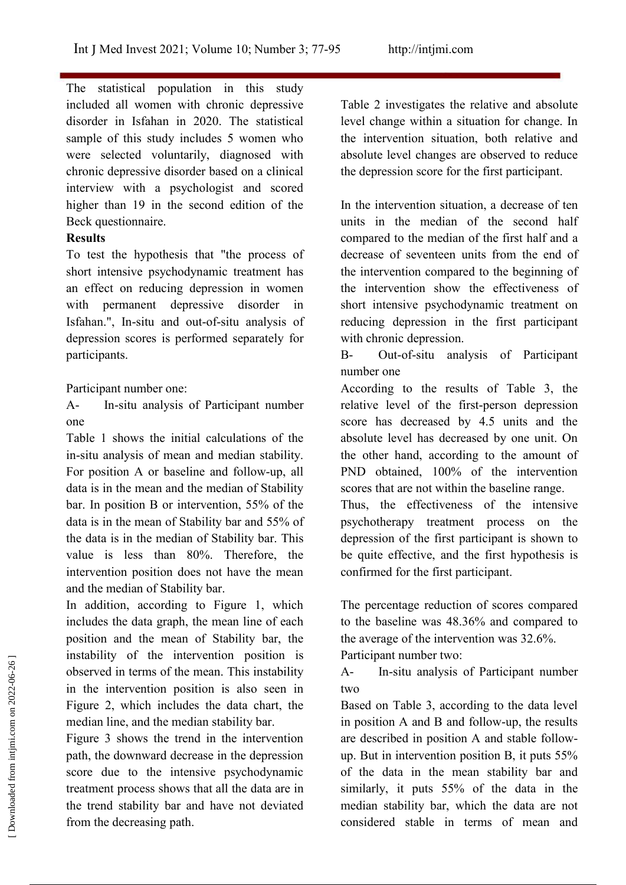The statistical population in this study included all women with chronic depressive disorder in Isfahan in 2020. The statistical sample of this study includes 5 women who were selected voluntarily, diagnosed with chronic depressive disorder based on a clinical interview with a psychologist and scored higher than 19 in the second edition of the Beck questionnaire.

**Results**

To test the hypothesis that "the process of short intensive psychodynamic treatment has an effect on reducing depression in women with permanent depressive disorder in Isfahan.", In-situ and out-of-situ analysis of depression scores is performed separately for participants.

Participant number one:

A- In-situ analysis of Participant number one

Table 1 shows the initial calculations of the in-situ analysis of mean and median stability. For position A or baseline and follow-up, all data is in the mean and the median of Stability bar. In position B or intervention, 55% of the data is in the mean of Stability bar and 55% of the data is in the median of Stability bar. This value is less than 80%. Therefore, the intervention position does not have the mean and the median of Stability bar.

In addition, according to Figure 1, which includes the data graph, the mean line of each position and the mean of Stability bar, the instability of the intervention position is observed in terms of the mean. This instability in the intervention position is also seen in Figure 2, which includes the data chart, the median line, and the median stability bar.

Figure 3 shows the trend in the intervention path, the downward decrease in the depression score due to the intensive psychodynamic treatment process shows that all the data are in the trend stability bar and have not deviated from the decreasing path.

Table 2 investigates the relative and absolute level change within a situation for change. In the intervention situation, both relative and absolute level changes are observed to reduce the depression score for the first participant.

In the intervention situation, a decrease of ten units in the median of the second half compared to the median of the first half and a decrease of seventeen units from the end of the intervention compared to the beginning of the intervention show the effectiveness of short intensive psychodynamic treatment on reducing depression in the first participant with chronic depression.

B- Out-of-situ analysis of Participant number one

According to the results of Table 3, the relative level of the first-person depression score has decreased by 4.5 units and the absolute level has decreased by one unit. On the other hand, according to the amount of PND obtained, 100% of the intervention scores that are not within the baseline range.

Thus, the effectiveness of the intensive psychotherapy treatment process on the depression of the first participant is shown to be quite effective, and the first hypothesis is confirmed for the first participant.

The percentage reduction of scores compared to the baseline was 48.36% and compared to the average of the intervention was 32.6%.

Participant number two:

A- In-situ analysis of Participant number two

Based on Table 3, according to the data level in position A and B and follow-up, the results are described in position A and stable follow-up. But in intervention position B, it puts 55% of the data in the mean stability bar and similarly, it puts 55% of the data in the median stability bar, which the data are not considered stable in terms of mean and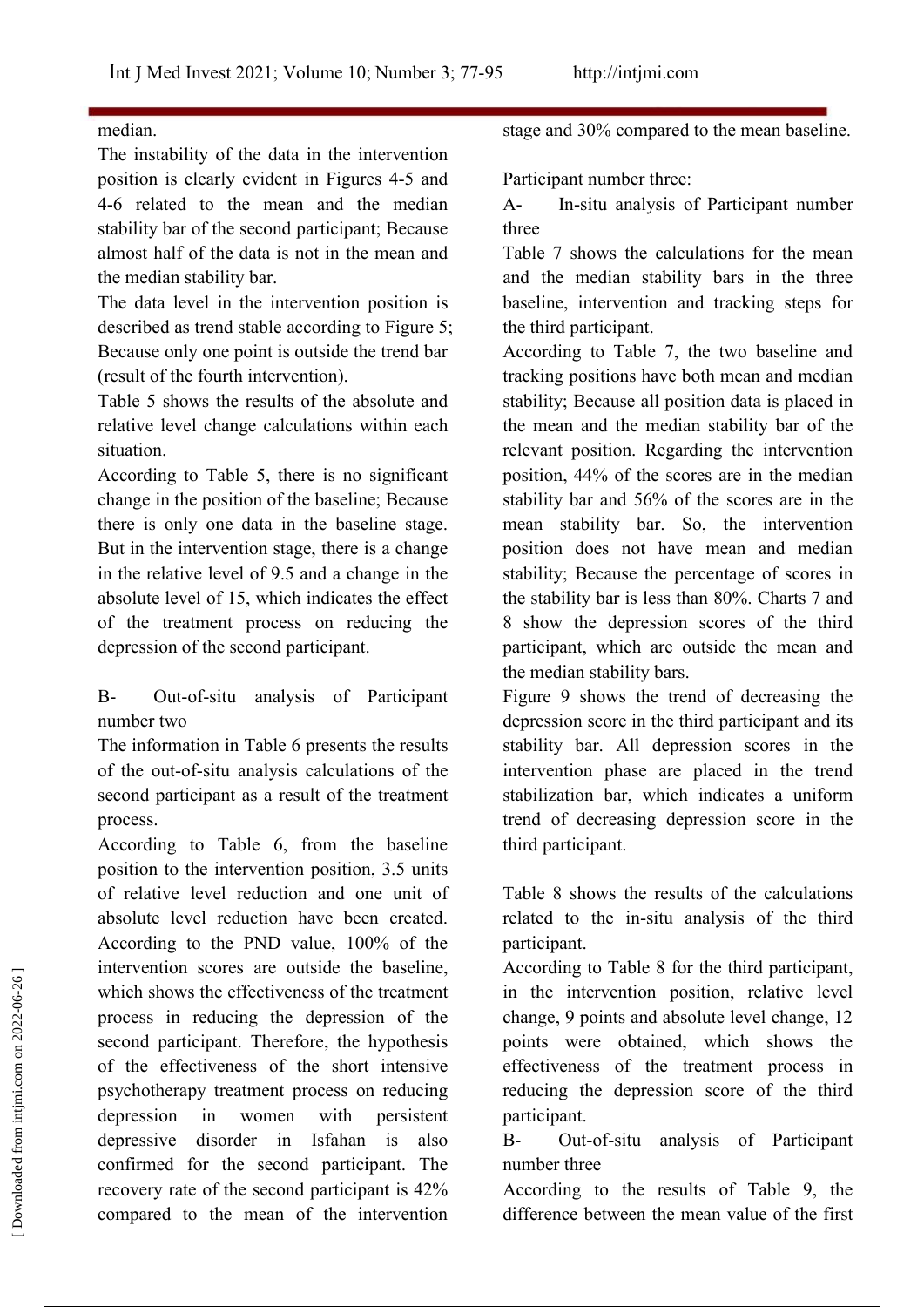median.

The instability of the data in the intervention position is clearly evident in Figures 4-5 and 4-6 related to the mean and the median stability bar of the second participant; Because almost half of the data is not in the mean and the median stability bar.

The data level in the intervention position is described as trend stable according to Figure 5; Because only one point is outside the trend bar (result of the fourth intervention).

Table 5 shows the results of the absolute and relative level change calculations within each situation.

According to Table 5, there is no significant change in the position of the baseline; Because there is only one data in the baseline stage. But in the intervention stage, there is a change in the relative level of 9.5 and a change in the absolute level of 15, which indicates the effect of the treatment process on reducing the depression of the second participant.

B- Out-of-situ analysis of Participant number two

The information in Table 6 presents the results of the out-of-situ analysis calculations of the second participant as a result of the treatment process.

According to Table 6, from the baseline position to the intervention position, 3.5 units of relative level reduction and one unit of absolute level reduction have been created. According to the PND value, 100% of the intervention scores are outside the baseline, which shows the effectiveness of the treatment process in reducing the depression of the second participant. Therefore, the hypothesis of the effectiveness of the short intensive psychotherapy treatment process on reducing depression in women with persistent depressive disorder in Isfahan is also confirmed for the second participant. The recovery rate of the second participant is 42% compared to the mean of the intervention stage and 30% compared to the mean baseline.

Participant number three:

A- In-situ analysis of Participant number three

Table 7 shows the calculations for the mean and the median stability bars in the three baseline, intervention and tracking steps for the third participant.

According to Table 7, the two baseline and tracking positions have both mean and median stability; Because all position data is placed in the mean and the median stability bar of the relevant position. Regarding the intervention position, 44% of the scores are in the median stability bar and 56% of the scores are in the mean stability bar. So, the intervention position does not have mean and median stability; Because the percentage of scores in the stability bar is less than 80%. Charts 7 and 8 show the depression scores of the third participant, which are outside the mean and the median stability bars.

Figure 9 shows the trend of decreasing the depression score in the third participant and its stability bar. All depression scores in the intervention phase are placed in the trend stabilization bar, which indicates a uniform trend of decreasing depression score in the third participant.

Table 8 shows the results of the calculations related to the in-situ analysis of the third participant.

According to Table 8 for the third participant, in the intervention position, relative level change, 9 points and absolute level change, 12 points were obtained, which shows the effectiveness of the treatment process in reducing the depression score of the third participant.

B- Out-of-situ analysis of Participant number three

According to the results of Table 9, the difference between the mean value of the first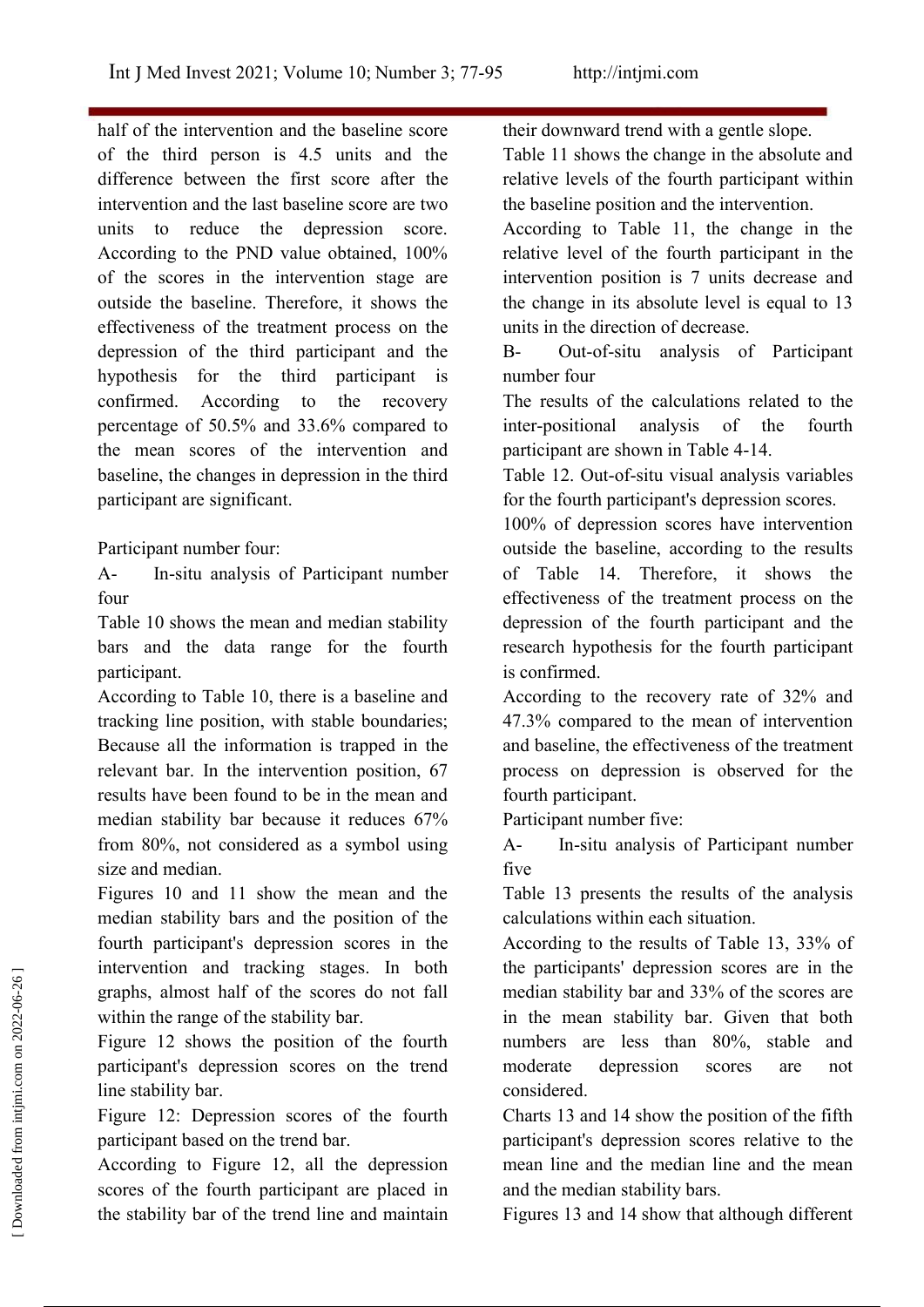half of the intervention and the baseline score of the third person is 4.5 units and the difference between the first score after the intervention and the last baseline score are two units to reduce the depression score. According to the PND value obtained, 100% of the scores in the intervention stage are outside the baseline. Therefore, it shows the effectiveness of the treatment process on the depression of the third participant and the hypothesis for the third participant is confirmed. According to the recovery percentage of 50.5% and 33.6% compared to the mean scores of the intervention and baseline, the changes in depression in the third participant are significant.

Participant number four:

A- In-situ analysis of Participant number four

Table 10 shows the mean and median stability bars and the data range for the fourth participant.

According to Table 10, there is a baseline and tracking line position, with stable boundaries; Because all the information is trapped in the relevant bar. In the intervention position, 67 results have been found to be in the mean and median stability bar because it reduces 67% from 80%, not considered as a symbol using size and median.

Figures 10 and 11 show the mean and the median stability bars and the position of the fourth participant's depression scores in the intervention and tracking stages. In both graphs, almost half of the scores do not fall within the range of the stability bar.

Figure 12 shows the position of the fourth participant's depression scores on the trend line stability bar.

Figure 12: Depression scores of the fourth participant based on the trend bar.

According to Figure 12, all the depression scores of the fourth participant are placed in the stability bar of the trend line and maintain their downward trend with a gentle slope.

Table 11 shows the change in the absolute and relative levels of the fourth participant within the baseline position and the intervention.

According to Table 11, the change in the relative level of the fourth participant in the intervention position is 7 units decrease and the change in its absolute level is equal to 13 units in the direction of decrease.

B- Out-of-situ analysis of Participant number four

The results of the calculations related to the inter-positional analysis of the fourth participant are shown in Table 4-14.

Table 12. Out-of-situ visual analysis variables for the fourth participant's depression scores.

100% of depression scores have intervention outside the baseline, according to the results of Table 14. Therefore, it shows the effectiveness of the treatment process on the depression of the fourth participant and the research hypothesis for the fourth participant is confirmed.

According to the recovery rate of 32% and 47.3% compared to the mean of intervention and baseline, the effectiveness of the treatment process on depression is observed for the fourth participant.

Participant number five:

A- In-situ analysis of Participant number five

Table 13 presents the results of the analysis calculations within each situation.

According to the results of Table 13, 33% of the participants' depression scores are in the median stability bar and 33% of the scores are in the mean stability bar. Given that both numbers are less than 80%, stable and moderate depression scores are not considered.

Charts 13 and 14 show the position of the fifth participant's depression scores relative to the mean line and the median line and the mean and the median stability bars.

Figures 13 and 14 show that although different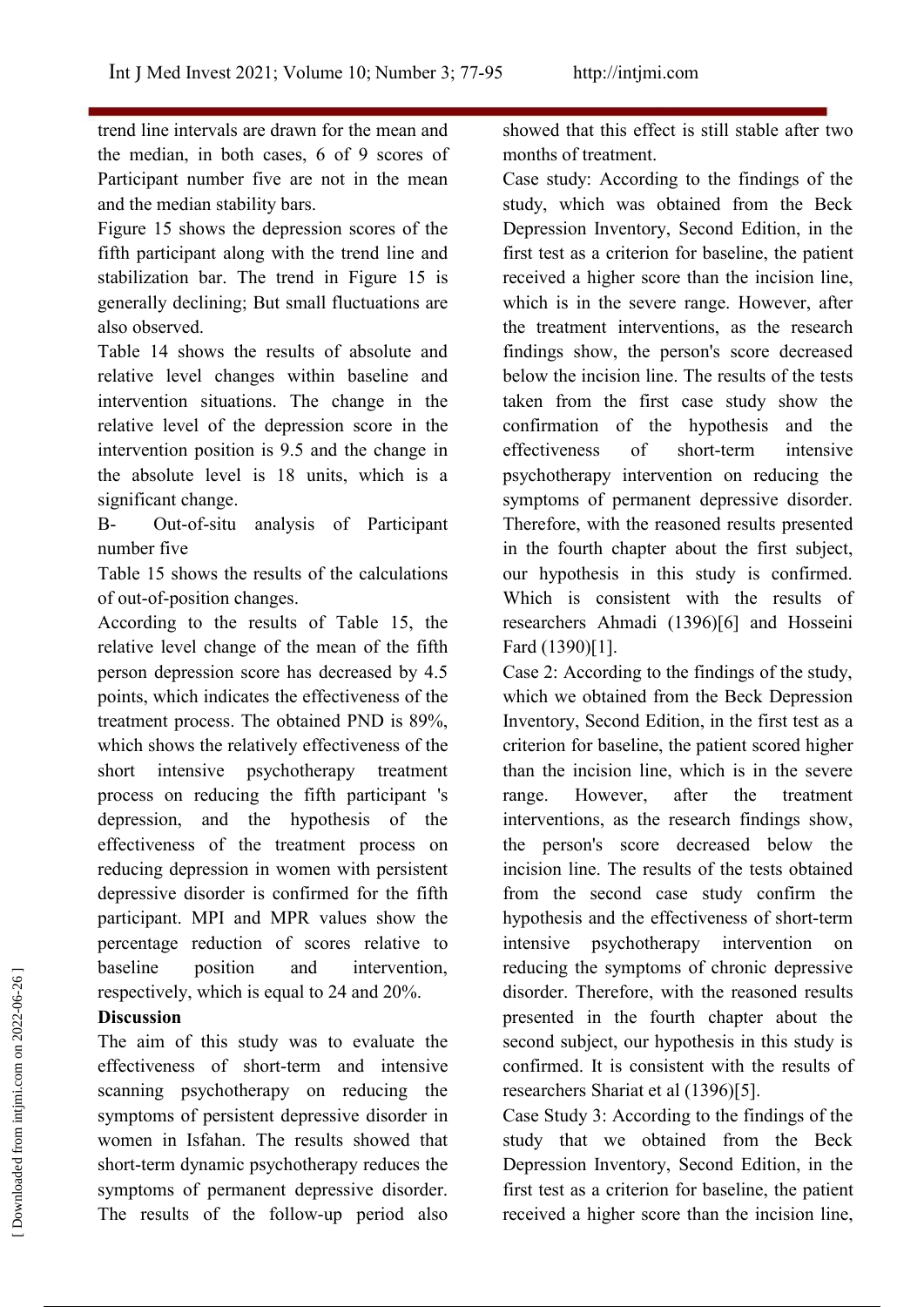trend line intervals are drawn for the mean and the median, in both cases, 6 of 9 scores of Participant number five are not in the mean and the median stability bars.

Figure 15 shows the depression scores of the fifth participant along with the trend line and stabilization bar. The trend in Figure 15 is generally declining; But small fluctuations are also observed.

Table 14 shows the results of absolute and relative level changes within baseline and intervention situations. The change in the relative level of the depression score in the intervention position is 9.5 and the change in the absolute level is 18 units, which is a significant change.

B- Out-of-situ analysis of Participant number five

Table 15 shows the results of the calculations of out-of-position changes.

According to the results of Table 15, the relative level change of the mean of the fifth person depression score has decreased by 4.5 points, which indicates the effectiveness of the treatment process. The obtained PND is 89%, which shows the relatively effectiveness of the short intensive psychotherapy treatment process on reducing the fifth participant 's depression, and the hypothesis of the effectiveness of the treatment process on reducing depression in women with persistent depressive disorder is confirmed for the fifth participant. MPI and MPR values show the percentage reduction of scores relative to baseline position and intervention, respectively, which is equal to 24 and 20%.

## Discussion

The aim of this study was to evaluate the effectiveness of short-term and intensive scanning psychotherapy on reducing the symptoms of persistent depressive disorder in women in Isfahan. The results showed that short-term dynamic psychotherapy reduces the symptoms of permanent depressive disorder. The results of the follow-up period also showed that this effect is still stable after two months of treatment.

Case study: According to the findings of the study, which was obtained from the Beck Depression Inventory, Second Edition, in the first test as a criterion for baseline, the patient received a higher score than the incision line, which is in the severe range. However, after the treatment interventions, as the research findings show, the person's score decreased below the incision line. The results of the tests taken from the first case study show the confirmation of the hypothesis and the effectiveness of short-term intensive psychotherapy intervention on reducing the symptoms of permanent depressive disorder. Therefore, with the reasoned results presented in the fourth chapter about the first subject, our hypothesis in this study is confirmed. Which is consistent with the results of researchers Ahmadi (1396)[6] and Hosseini Fard (1390)[1].

Case 2: According to the findings of the study, which we obtained from the Beck Depression Inventory, Second Edition, in the first test as a criterion for baseline, the patient scored higher than the incision line, which is in the severe range. However, after the treatment interventions, as the research findings show, the person's score decreased below the incision line. The results of the tests obtained from the second case study confirm the hypothesis and the effectiveness of short-term intensive psychotherapy intervention on reducing the symptoms of chronic depressive disorder. Therefore, with the reasoned results presented in the fourth chapter about the second subject, our hypothesis in this study is confirmed. It is consistent with the results of researchers Shariat et al (1396)[5].

Case Study 3: According to the findings of the study that we obtained from the Beck Depression Inventory, Second Edition, in the first test as a criterion for baseline, the patient received a higher score than the incision line,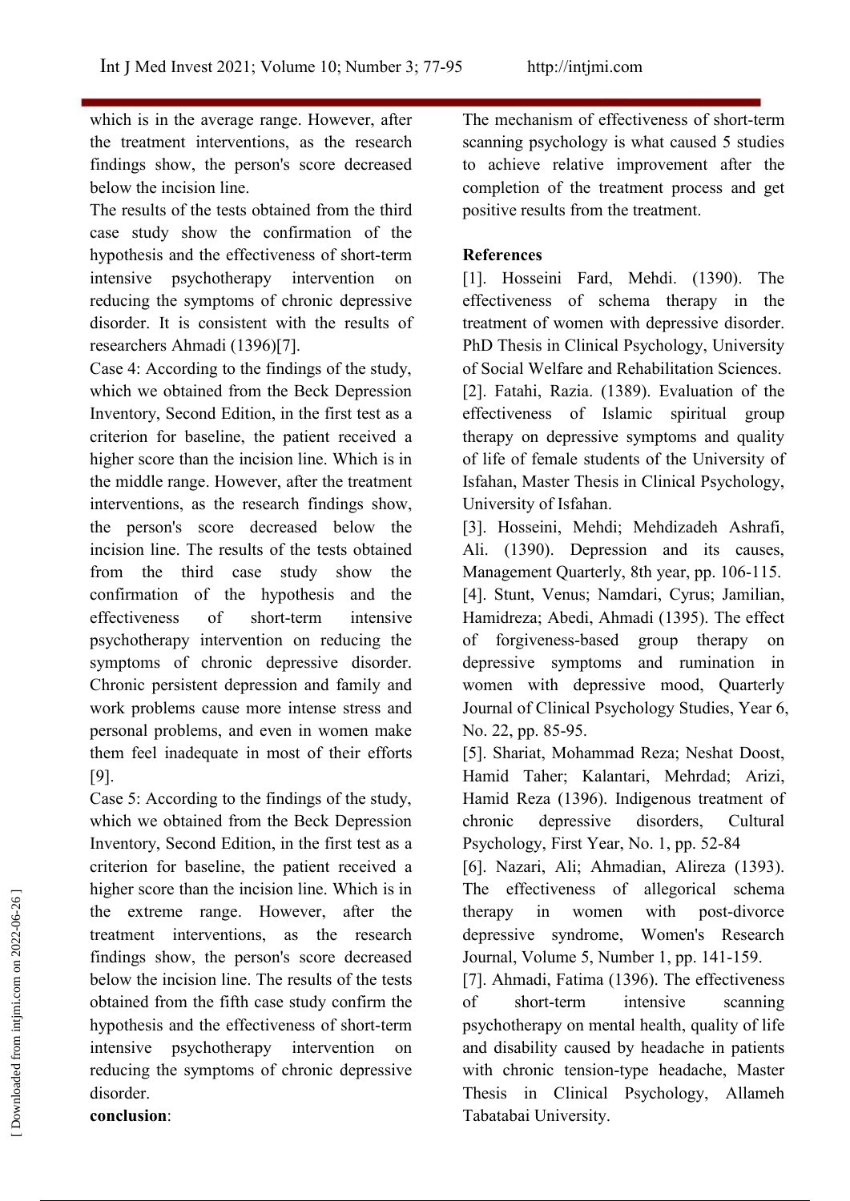which is in the average range. However, after the treatment interventions, as the research findings show, the person's score decreased below the incision line.

The results of the tests obtained from the third case study show the confirmation of the hypothesis and the effectiveness of short-term intensive psychotherapy intervention on reducing the symptoms of chronic depressive disorder. It is consistent with the results of researchers Ahmadi (1396)[7].

Case 4: According to the findings of the study, which we obtained from the Beck Depression Inventory, Second Edition, in the first test as a criterion for baseline, the patient received a higher score than the incision line. Which is in the middle range. However, after the treatment interventions, as the research findings show, the person's score decreased below the incision line. The results of the tests obtained from the third case study show the confirmation of the hypothesis and the effectiveness of short-term intensive psychotherapy intervention on reducing the symptoms of chronic depressive disorder. Chronic persistent depression and family and work problems cause more intense stress and personal problems, and even in women make them feel inadequate in most of their efforts [9].

Case 5: According to the findings of the study, which we obtained from the Beck Depression Inventory, Second Edition, in the first test as a criterion for baseline, the patient received a higher score than the incision line. Which is in the extreme range. However, after the treatment interventions, as the research findings show, the person's score decreased below the incision line. The results of the tests obtained from the fifth case study confirm the hypothesis and the effectiveness of short-term intensive psychotherapy intervention on reducing the symptoms of chronic depressive disorder.

**conclusion**:

The mechanism of effectiveness of short-term scanning psychology is what caused 5 studies to achieve relative improvement after the completion of the treatment process and get positive results from the treatment.

**References**

[1]. Hosseini Fard, Mehdi. (1390). The effectiveness of schema therapy in the treatment of women with depressive disorder. PhD Thesis in Clinical Psychology, University of Social Welfare and Rehabilitation Sciences.

[2]. Fatahi, Razia. (1389). Evaluation of the effectiveness of Islamic spiritual group therapy on depressive symptoms and quality of life of female students of the University of Isfahan, Master Thesis in Clinical Psychology, University of Isfahan.

[3]. Hosseini, Mehdi; Mehdizadeh Ashrafi, Ali. (1390). Depression and its causes, Management Quarterly, 8th year, pp. 106-115.

[4]. Stunt, Venus; Namdari, Cyrus; Jamilian, Hamidreza; Abedi, Ahmadi (1395). The effect of forgiveness-based group therapy on depressive symptoms and rumination in women with depressive mood, Quarterly Journal of Clinical Psychology Studies, Year 6, No. 22, pp. 85-95.

[5]. Shariat, Mohammad Reza; Neshat Doost, Hamid Taher; Kalantari, Mehrdad; Arizi, Hamid Reza (1396). Indigenous treatment of chronic depressive disorders, Cultural Psychology, First Year, No. 1, pp. 52-84

[6]. Nazari, Ali; Ahmadian, Alireza (1393). The effectiveness of allegorical schema therapy in women with post-divorce depressive syndrome, Women's Research Journal, Volume 5, Number 1, pp. 141-159.

[7]. Ahmadi, Fatima (1396). The effectiveness of short-term intensive scanning psychotherapy on mental health, quality of life and disability caused by headache in patients with chronic tension-type headache, Master Thesis in Clinical Psychology, Allameh Tabatabai University.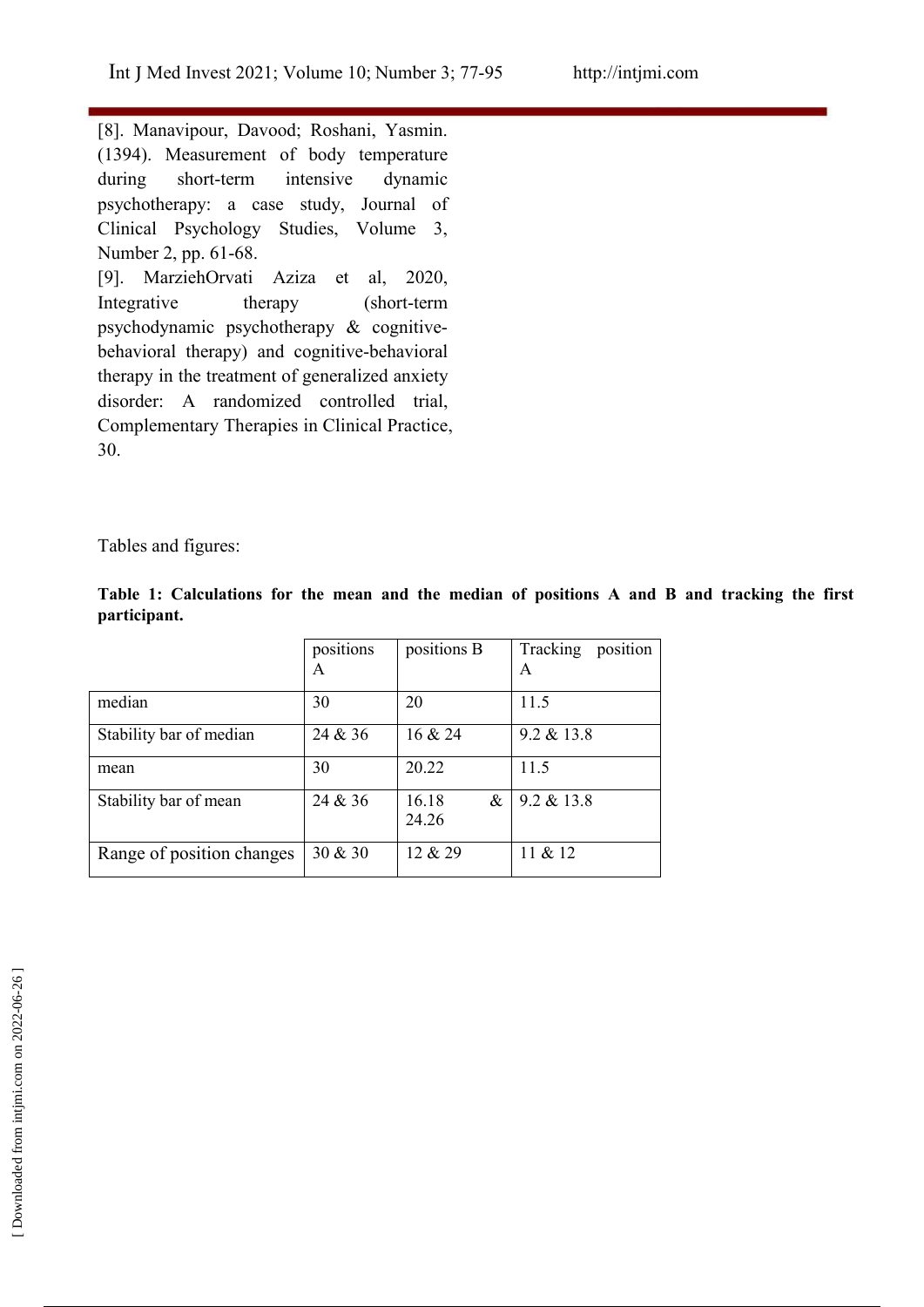[8]. Manavipour, Davood; Roshani, Yasmin. (1394). Measurement of body temperature during short-term intensive dynamic psychotherapy: a case study, Journal of Clinical Psychology Studies, Volume 3, Number 2, pp. 61-68.

[9]. MarziehOrvati Aziza et al, 2020, Integrative therapy (short-term psychodynamic psychotherapy & cognitive-behavioral therapy) and cognitive-behavioral therapy in the treatment of generalized anxiety disorder: A randomized controlled trial, Complementary Therapies in Clinical Practice, 30.

Tables and figures:

**Table 1: Calculations for the mean and the median of positions A and B and tracking the first participant.**

| | positions A | positions B | Tracking position A |
|---|---|---|---|
| median | 30 | 20 | 11.5 |
| Stability bar of median | 24 & 36 | 16 & 24 | 9.2 & 13.8 |
| mean | 30 | 20.22 | 11.5 |
| Stability bar of mean | 24 & 36 | 16.18 & 24.26 | 9.2 & 13.8 |
| Range of position changes | 30 & 30 | 12 & 29 | 11 & 12 |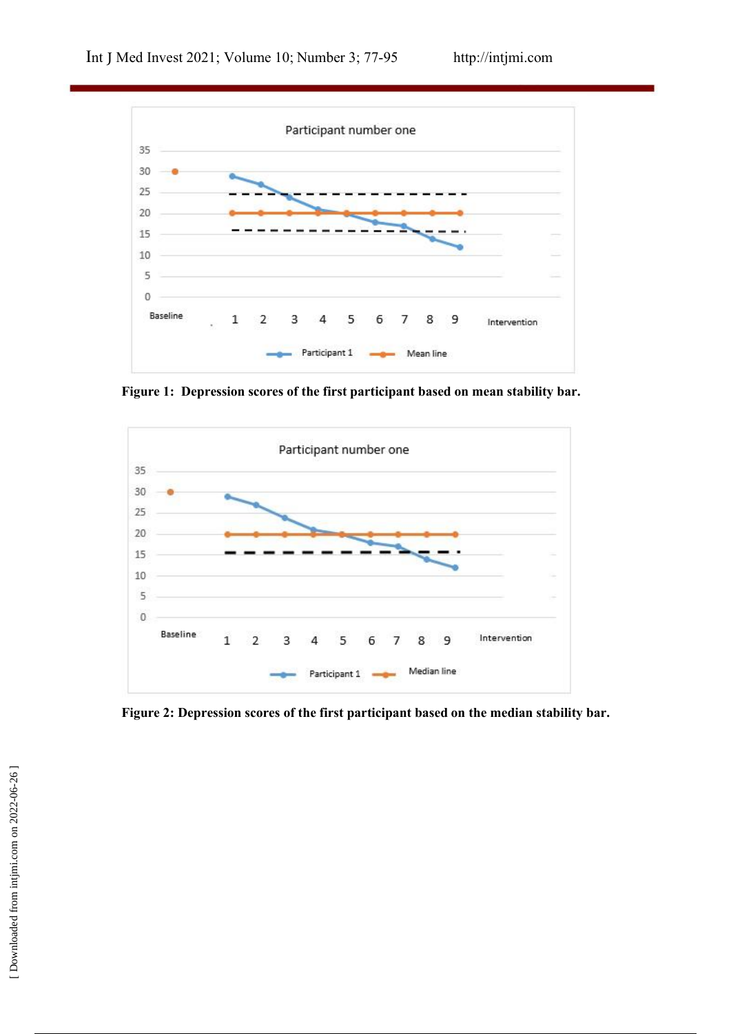Figure 1: Depression scores of the first participant based on mean stability bar.

Figure 2: Depression scores of the first participant based on the median stability bar.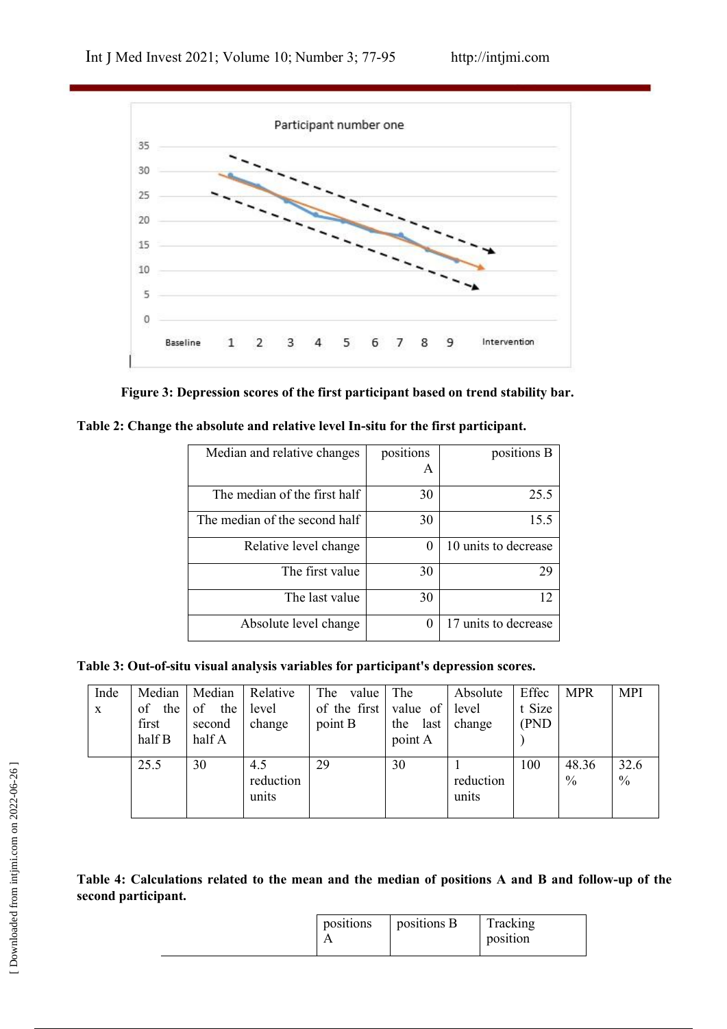Figure 3: **Depression scores of the first participant based on trend stability bar.**

**Table 2: Change the absolute and relative level In-situ for the first participant.**

| Median and relative changes | positions A | positions B |
|---|---|---|
| The median of the first half | 30 | 25.5 |
| The median of the second half | 30 | 15.5 |
| Relative level change | 0 | 10 units to decrease |
| The first value | 30 | 29 |
| The last value | 30 | 12 |
| Absolute level change | 0 | 17 units to decrease |

**Table 3: Out-of-situ visual analysis variables for participant's depression scores.**

| Index | Median of the first half B | Median of the second half A | Relative level change | The value of the first point B | The value of the last point A | Absolute level change | Effect Size (PND) | MPR | MPI |
|---|---|---|---|---|---|---|---|---|---|
| | 25.5 | 30 | 4.5 reduction units | 29 | 30 | 1 reduction units | 100 | 48.36 % | 32.6 % |

**Table 4: Calculations related to the mean and the median of positions A and B and follow-up of the second participant.**

| | positions A | positions B | Tracking position |
|---|---|---|---|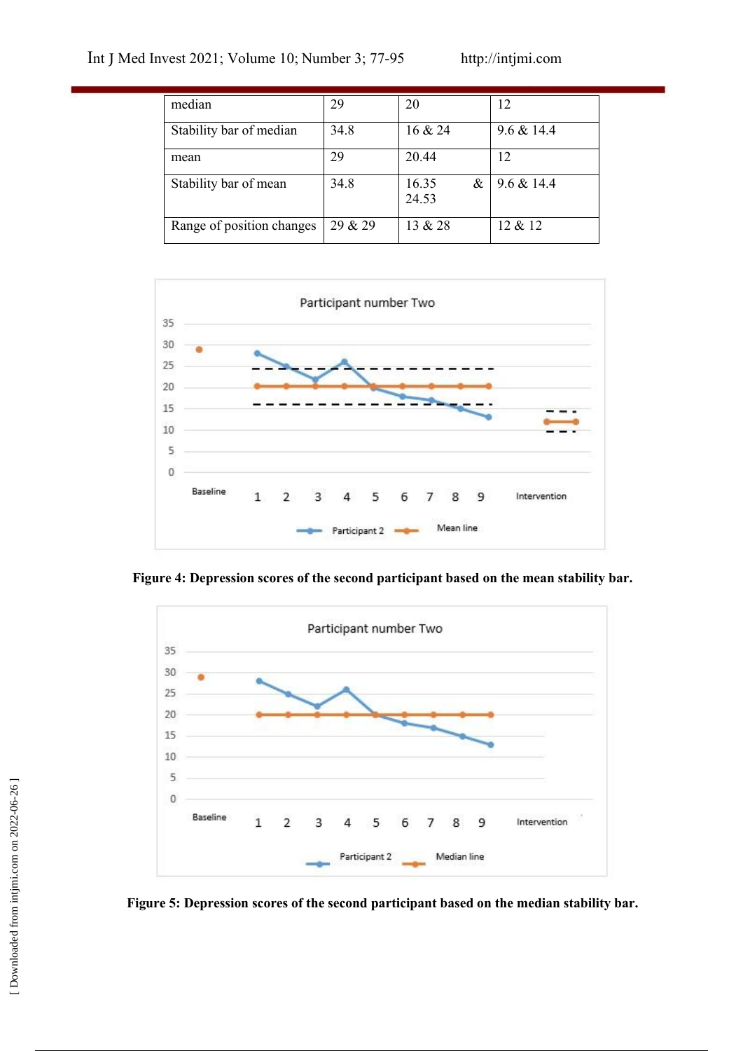| | | | |
|---|---|---|---|
| median | 29 | 20 | 12 |
| Stability bar of median | 34.8 | 16 & 24 | 9.6 & 14.4 |
| mean | 29 | 20.44 | 12 |
| Stability bar of mean | 34.8 | 16.35 & 24.53 | 9.6 & 14.4 |
| Range of position changes | 29 & 29 | 13 & 28 | 12 & 12 |

**Figure 4: Depression scores of the second participant based on the mean stability bar.**

**Figure 5: Depression scores of the second participant based on the median stability bar.**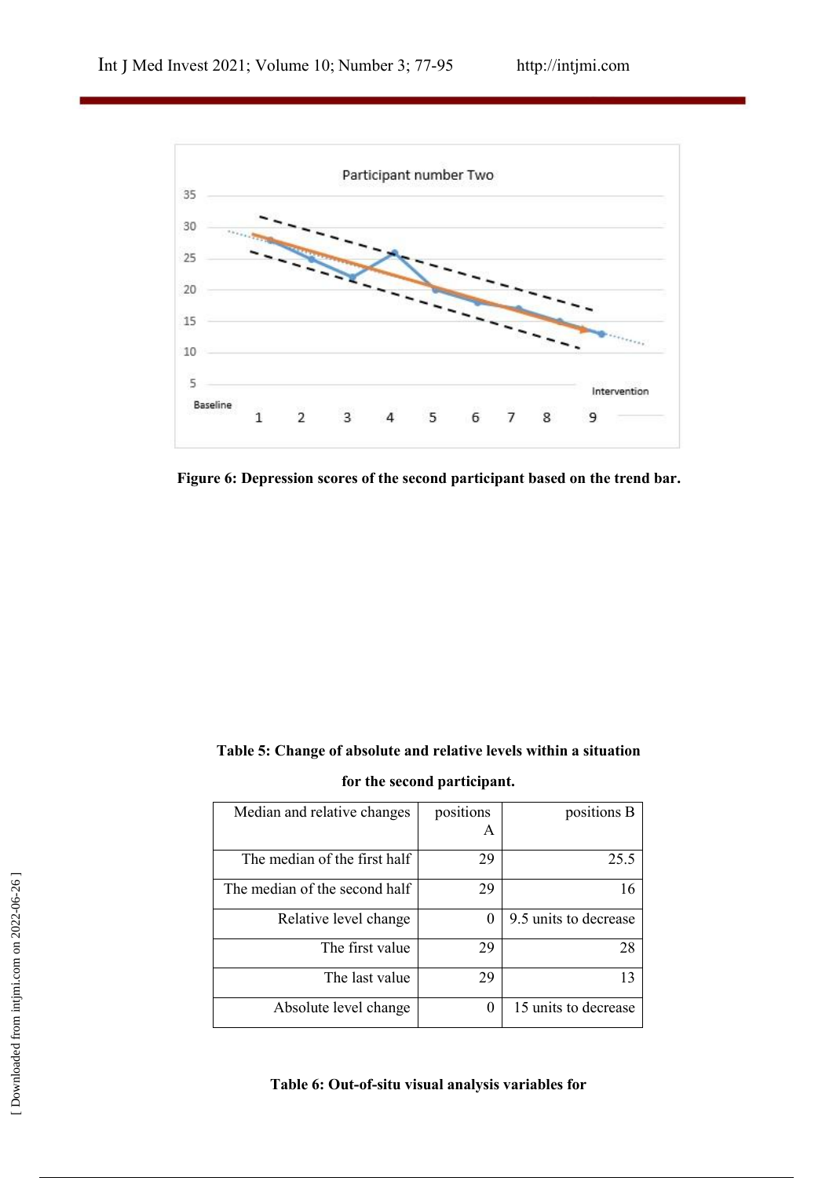**Figure 6: Depression scores of the second participant based on the trend bar.**

**Table 5: Change of absolute and relative levels within a situation for the second participant.**

| Median and relative changes | positions A | positions B |
|---|---|---|
| The median of the first half | 29 | 25.5 |
| The median of the second half | 29 | 16 |
| Relative level change | 0 | 9.5 units to decrease |
| The first value | 29 | 28 |
| The last value | 29 | 13 |
| Absolute level change | 0 | 15 units to decrease |

**Table 6: Out-of-situ visual analysis variables for**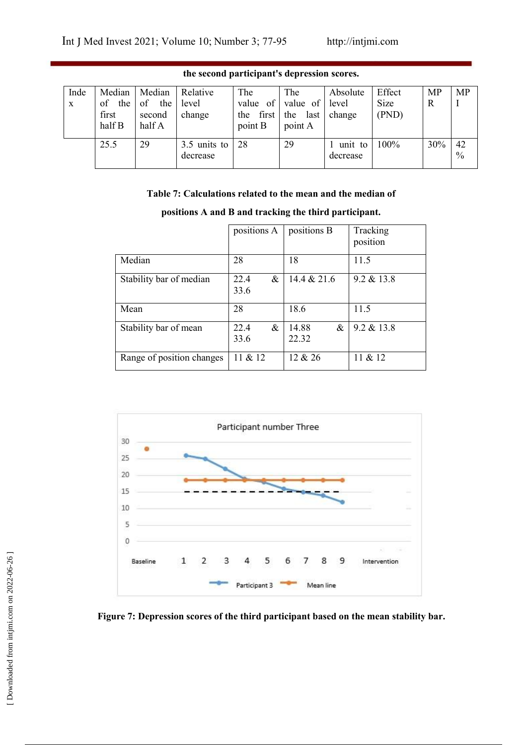the second participant's depression scores.

| Index | Median of the first half B | Median of the second half A | Relative level change | The value of the first point B | The value of the last point A | Absolute level change | Effect Size (PND) | MPR | MPI |
|---|---|---|---|---|---|---|---|---|---|
| | 25.5 | 29 | 3.5 units to decrease | 28 | 29 | 1 unit to decrease | 100% | 30% | 42 % |

**Table 7: Calculations related to the mean and the median of positions A and B and tracking the third participant.**

| | positions A | positions B | Tracking position |
|---|---|---|---|
| Median | 28 | 18 | 11.5 |
| Stability bar of median | 22.4 & 33.6 | 14.4 & 21.6 | 9.2 & 13.8 |
| Mean | 28 | 18.6 | 11.5 |
| Stability bar of mean | 22.4 & 33.6 | 14.88 & 22.32 | 9.2 & 13.8 |
| Range of position changes | 11 & 12 | 12 & 26 | 11 & 12 |

**Figure 7: Depression scores of the third participant based on the mean stability bar.**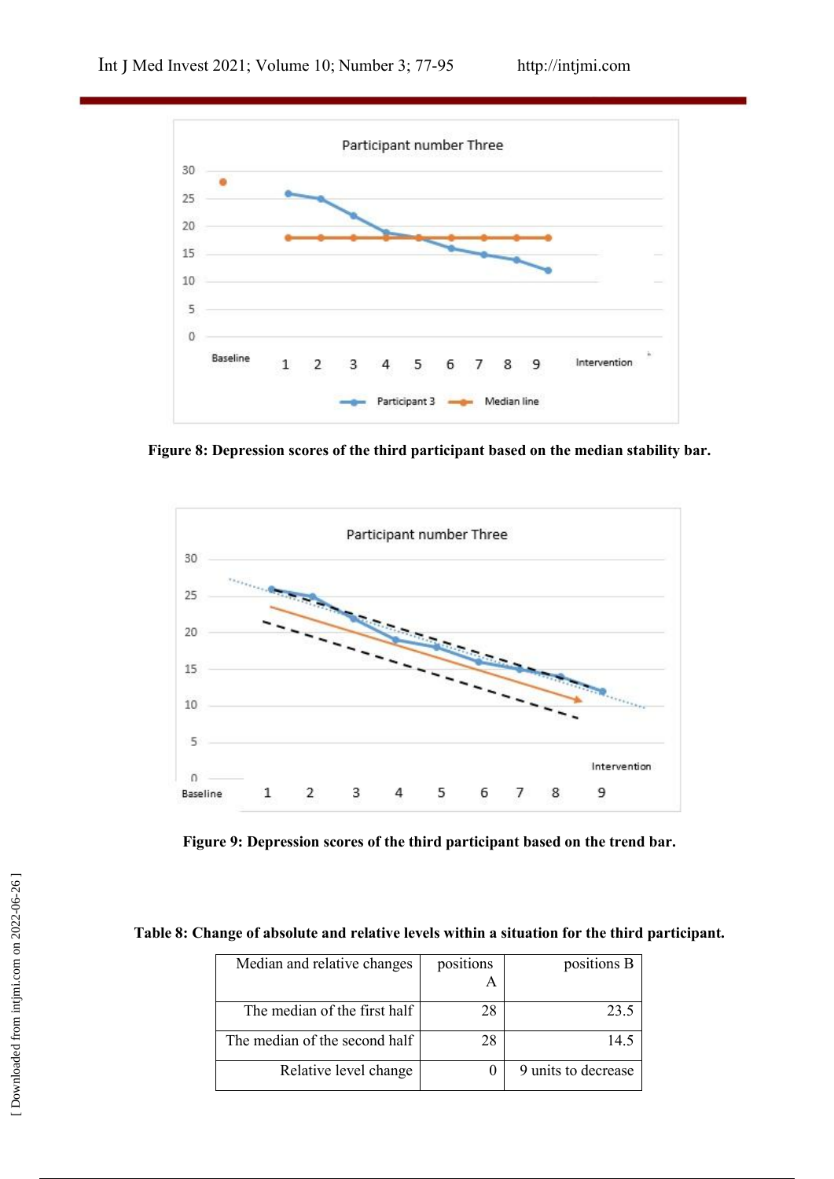**Figure 8: Depression scores of the third participant based on the median stability bar.**

**Figure 9: Depression scores of the third participant based on the trend bar.**

**Table 8: Change of absolute and relative levels within a situation for the third participant.**

| Median and relative changes | positions A | positions B |
|---|---|---|
| The median of the first half | 28 | 23.5 |
| The median of the second half | 28 | 14.5 |
| Relative level change | 0 | 9 units to decrease |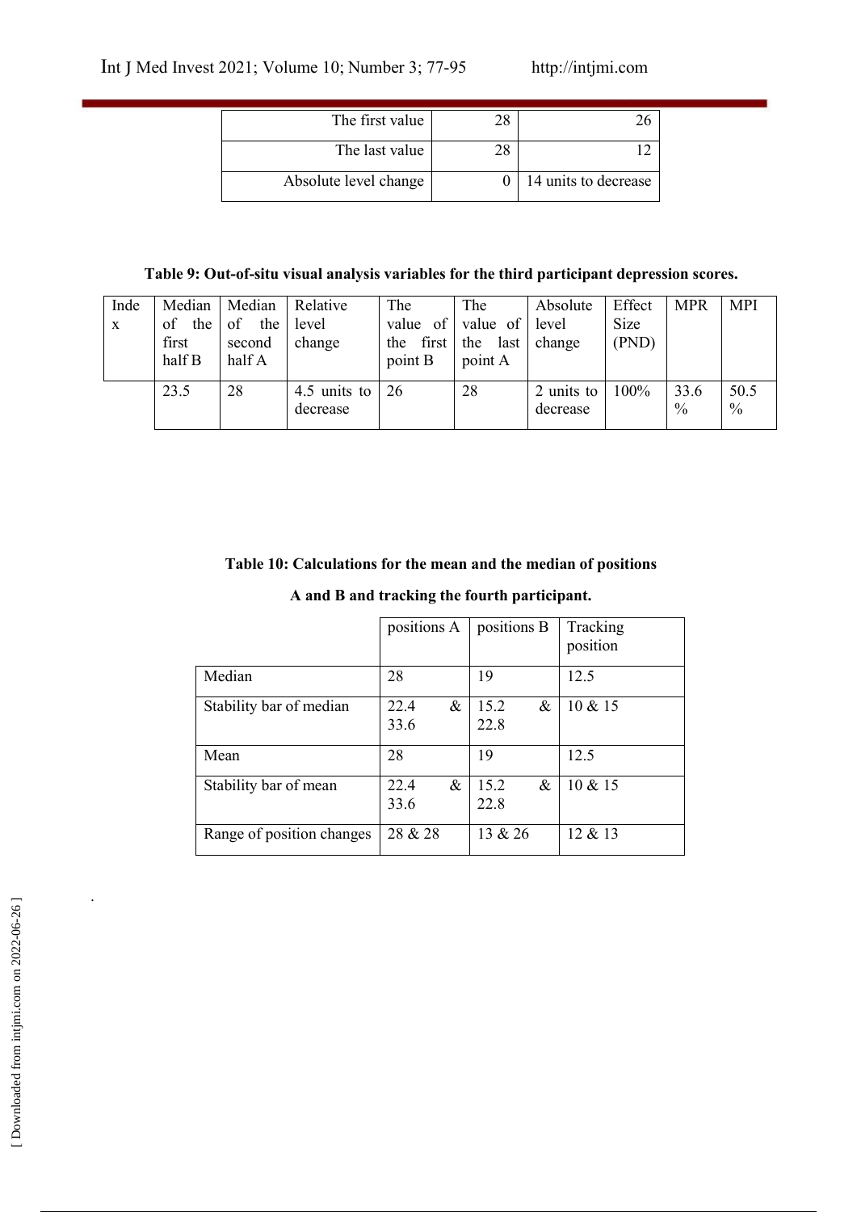| | | |
|---|---|---|
| The first value | 28 | 26 |
| The last value | 28 | 12 |
| Absolute level change | 0 | 14 units to decrease |

**Table 9: Out-of-situ visual analysis variables for the third participant depression scores.**

| Index | Median of the first half B | Median of the second half A | Relative level change | The value of the first point B | The value of the last point A | Absolute level change | Effect Size (PND) | MPR | MPI |
|---|---|---|---|---|---|---|---|---|---|
| | 23.5 | 28 | 4.5 units to decrease | 26 | 28 | 2 units to decrease | 100% | 33.6 % | 50.5 % |

**Table 10: Calculations for the mean and the median of positions A and B and tracking the fourth participant.**

| | positions A | positions B | Tracking position |
|---|---|---|---|
| Median | 28 | 19 | 12.5 |
| Stability bar of median | 22.4 & 33.6 | 15.2 & 22.8 | 10 & 15 |
| Mean | 28 | 19 | 12.5 |
| Stability bar of mean | 22.4 & 33.6 | 15.2 & 22.8 | 10 & 15 |
| Range of position changes | 28 & 28 | 13 & 26 | 12 & 13 |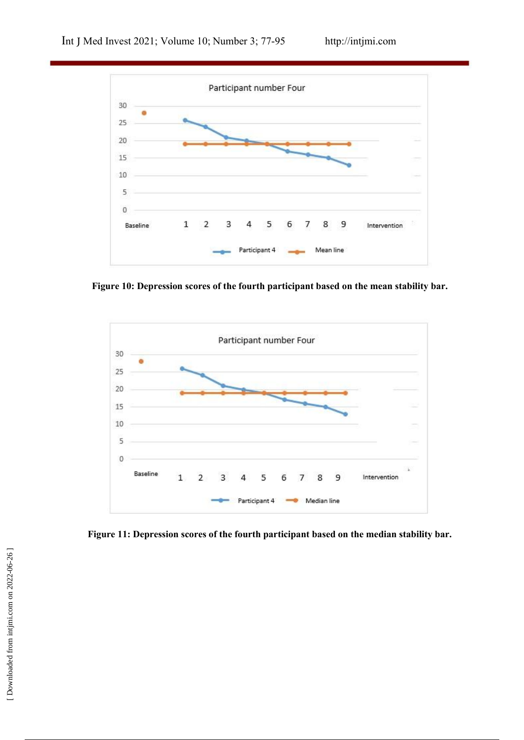**Figure 10: Depression scores of the fourth participant based on the mean stability bar.**

**Figure 11: Depression scores of the fourth participant based on the median stability bar.**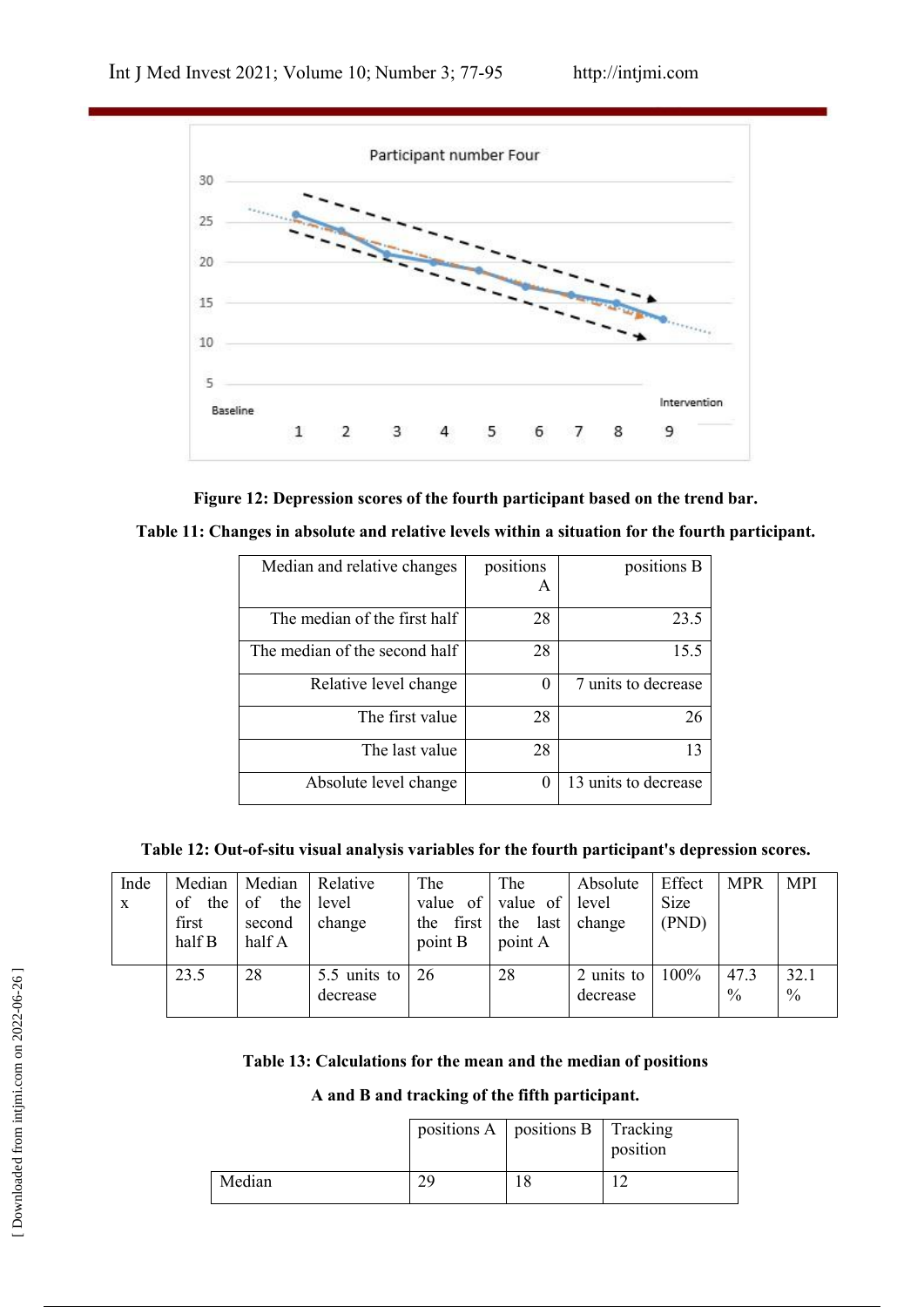**Figure 12: Depression scores of the fourth participant based on the trend bar.**

**Table 11: Changes in absolute and relative levels within a situation for the fourth participant.**

| Median and relative changes | positions A | positions B |
|---|---|---|
| The median of the first half | 28 | 23.5 |
| The median of the second half | 28 | 15.5 |
| Relative level change | 0 | 7 units to decrease |
| The first value | 28 | 26 |
| The last value | 28 | 13 |
| Absolute level change | 0 | 13 units to decrease |

**Table 12: Out-of-situ visual analysis variables for the fourth participant's depression scores.**

| Index | Median of the first half B | Median of the second half A | Relative level change | The value of the first point B | The value of the last point A | Absolute level change | Effect Size (PND) | MPR | MPI |
|---|---|---|---|---|---|---|---|---|---|
| | 23.5 | 28 | 5.5 units to decrease | 26 | 28 | 2 units to decrease | 100% | 47.3 % | 32.1 % |

**Table 13: Calculations for the mean and the median of positions A and B and tracking of the fifth participant.**

| | positions A | positions B | Tracking position |
|---|---|---|---|
| Median | 29 | 18 | 12 |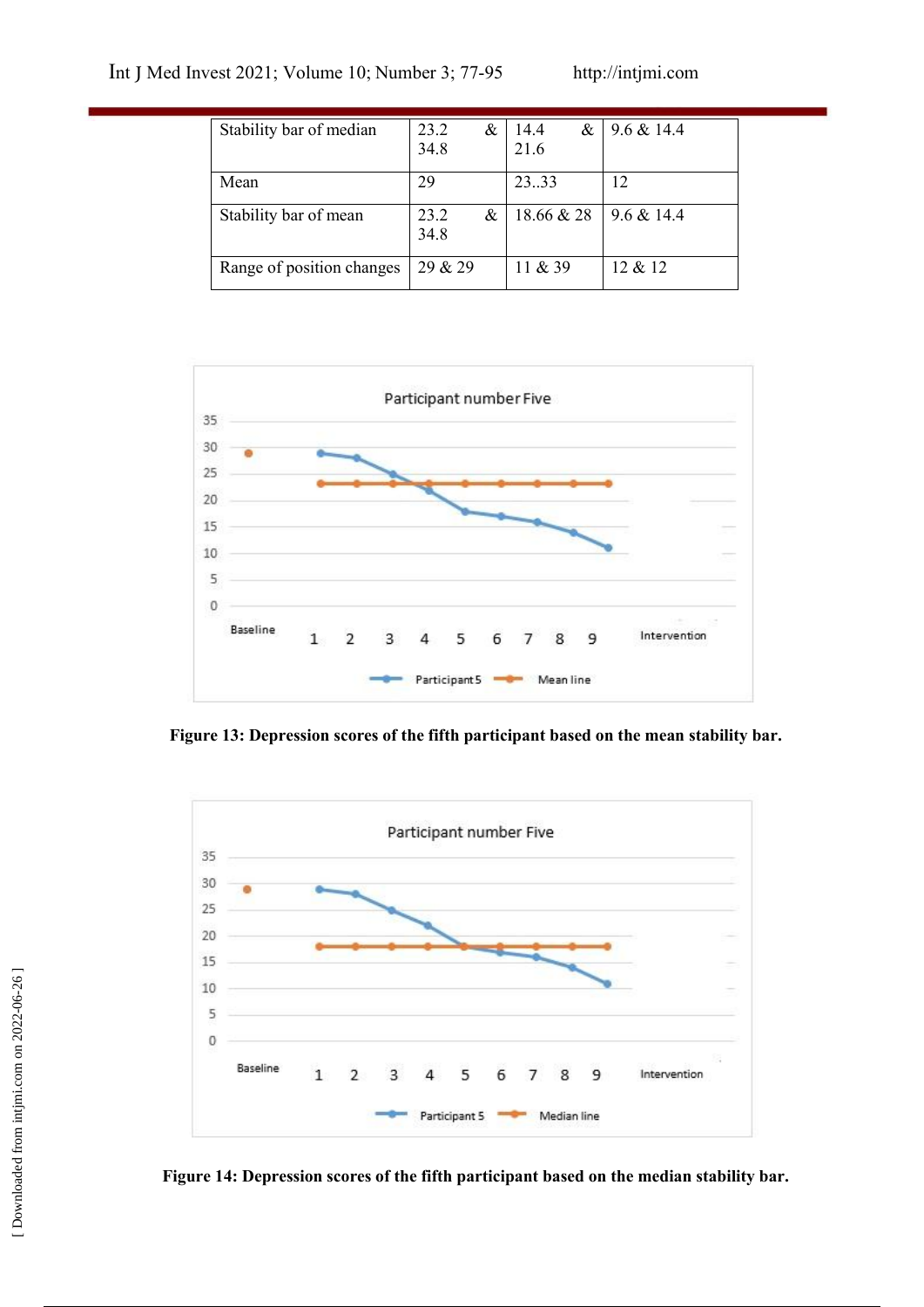| Stability bar of median | 23.2 & 34.8 | 14.4 & 21.6 | 9.6 & 14.4 |
|---|---|---|---|
| Mean | 29 | 23..33 | 12 |
| Stability bar of mean | 23.2 & 34.8 | 18.66 & 28 | 9.6 & 14.4 |
| Range of position changes | 29 & 29 | 11 & 39 | 12 & 12 |

**Figure 13: Depression scores of the fifth participant based on the mean stability bar.**

**Figure 14: Depression scores of the fifth participant based on the median stability bar.**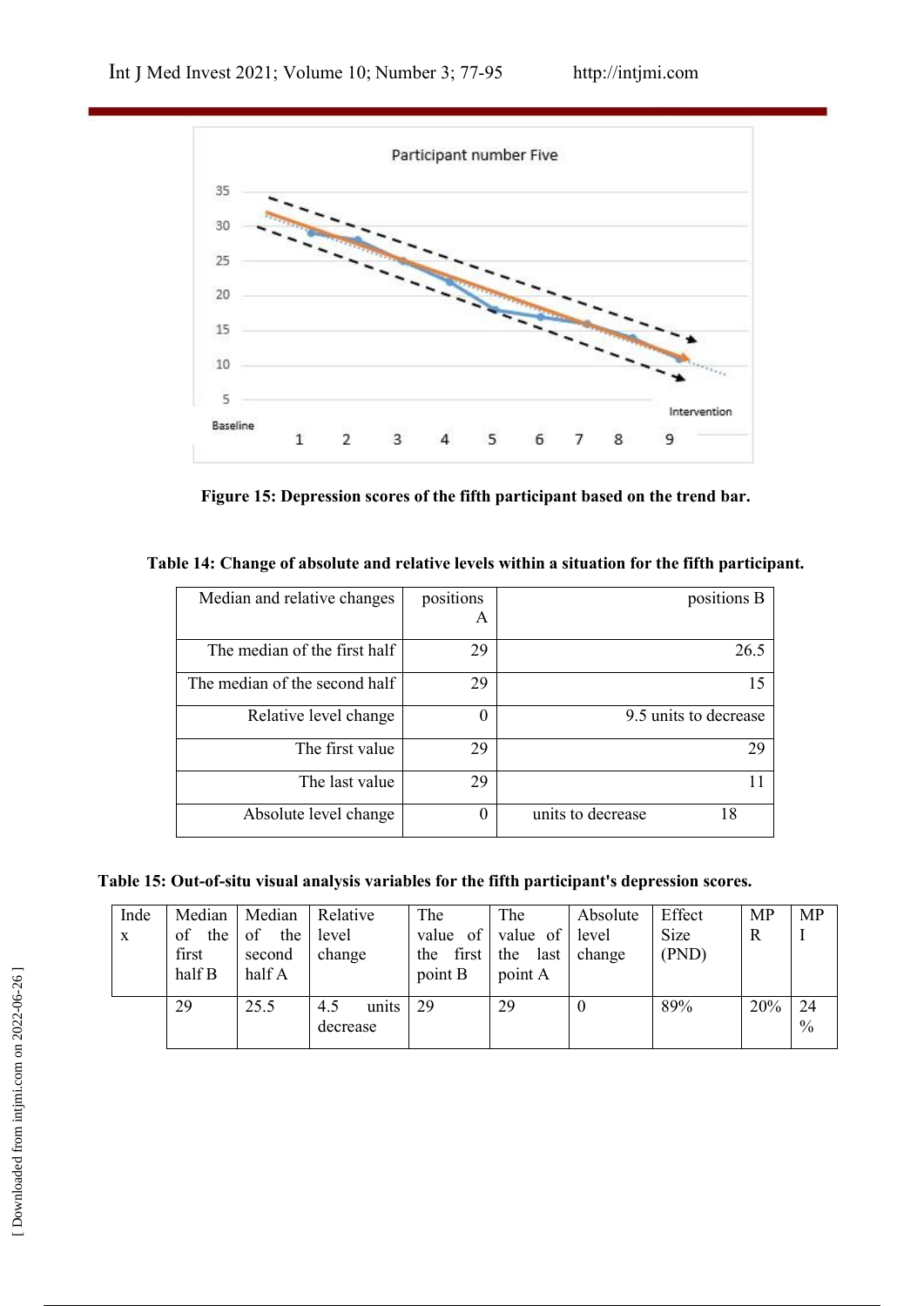Participant number Five

35
30
25
20
15
10
5

Baseline

Intervention

1 2 3 4 5 6 7 8 9

**Figure 15: Depression scores of the fifth participant based on the trend bar.**

**Table 14: Change of absolute and relative levels within a situation for the fifth participant.**

| Median and relative changes | positions A | positions B |
|---|---|---|
| The median of the first half | 29 | 26.5 |
| The median of the second half | 29 | 15 |
| Relative level change | 0 | 9.5 units to decrease |
| The first value | 29 | 29 |
| The last value | 29 | 11 |
| Absolute level change | 0 | units to decrease 18 |

**Table 15: Out-of-situ visual analysis variables for the fifth participant's depression scores.**

| Index | Median of the first half B | Median of the second half A | Relative level change | The value of the first point B | The value of the last point A | Absolute level change | Effect Size (PND) | MPR | MPI |
|---|---|---|---|---|---|---|---|---|---|
| | 29 | 25.5 | 4.5 units decrease | 29 | 29 | 0 | 89% | 20% | 24 % |